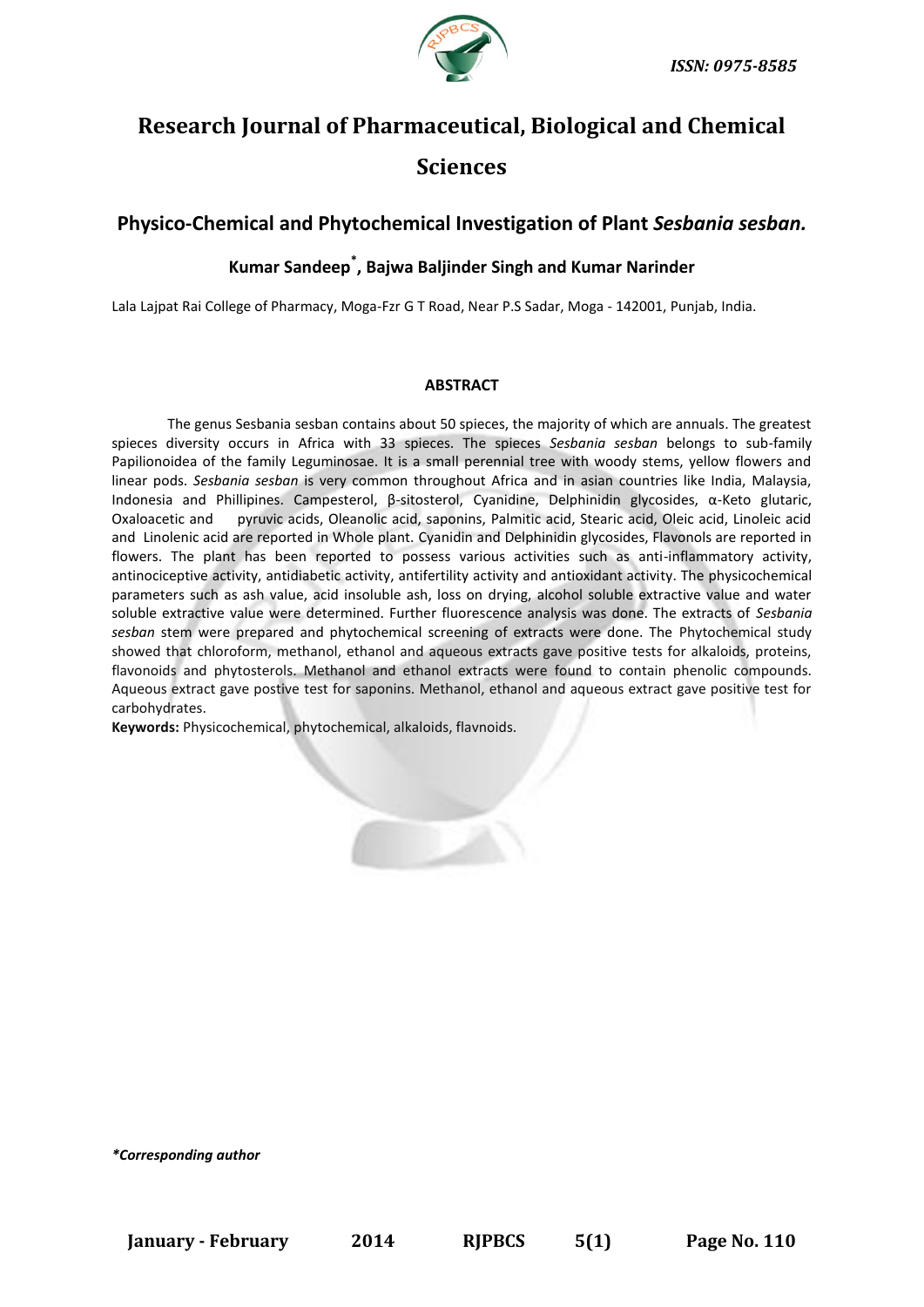ISSN: 0975-8585

# Research Journal of Pharmaceutical, Biological and Chemical Sciences

## Physico-Chemical and Phytochemical Investigation of Plant *Sesbania sesban.*

**Kumar Sandeep*, Bajwa Baljinder Singh and Kumar Narinder**

Lala Lajpat Rai College of Pharmacy, Moga-Fzr G T Road, Near P.S Sadar, Moga - 142001, Punjab, India.

### ABSTRACT

The genus Sesbania sesban contains about 50 spieces, the majority of which are annuals. The greatest spieces diversity occurs in Africa with 33 spieces. The spieces *Sesbania sesban* belongs to sub-family Papilionoidea of the family Leguminosae. It is a small perennial tree with woody stems, yellow flowers and linear pods. *Sesbania sesban* is very common throughout Africa and in asian countries like India, Malaysia, Indonesia and Phillipines. Campesterol, β-sitosterol, Cyanidine, Delphinidin glycosides, α-Keto glutaric, Oxaloacetic and pyruvic acids, Oleanolic acid, saponins, Palmitic acid, Stearic acid, Oleic acid, Linoleic acid and Linolenic acid are reported in Whole plant. Cyanidin and Delphinidin glycosides, Flavonols are reported in flowers. The plant has been reported to possess various activities such as anti-inflammatory activity, antinociceptive activity, antidiabetic activity, antifertility activity and antioxidant activity. The physicochemical parameters such as ash value, acid insoluble ash, loss on drying, alcohol soluble extractive value and water soluble extractive value were determined. Further fluorescence analysis was done. The extracts of *Sesbania sesban* stem were prepared and phytochemical screening of extracts were done. The Phytochemical study showed that chloroform, methanol, ethanol and aqueous extracts gave positive tests for alkaloids, proteins, flavonoids and phytosterols. Methanol and ethanol extracts were found to contain phenolic compounds. Aqueous extract gave postive test for saponins. Methanol, ethanol and aqueous extract gave positive test for carbohydrates.

**Keywords:** Physicochemical, phytochemical, alkaloids, flavnoids.

*\*Corresponding author*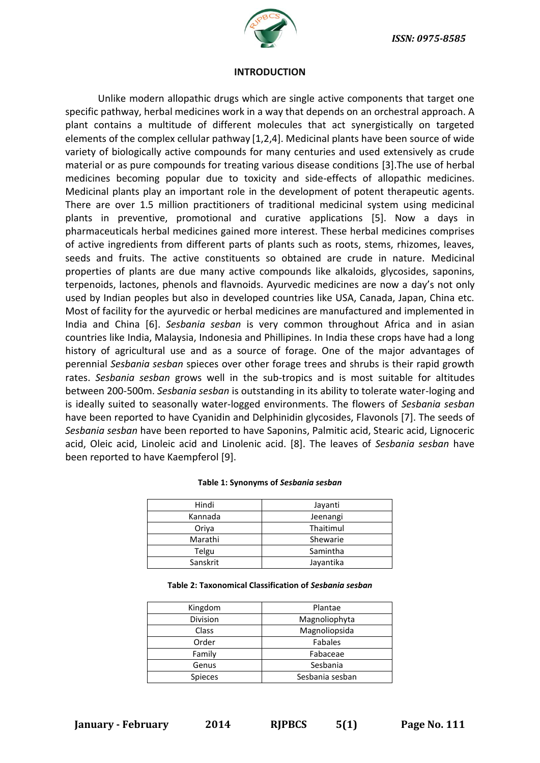## INTRODUCTION

Unlike modern allopathic drugs which are single active components that target one specific pathway, herbal medicines work in a way that depends on an orchestral approach. A plant contains a multitude of different molecules that act synergistically on targeted elements of the complex cellular pathway [1,2,4]. Medicinal plants have been source of wide variety of biologically active compounds for many centuries and used extensively as crude material or as pure compounds for treating various disease conditions [3].The use of herbal medicines becoming popular due to toxicity and side-effects of allopathic medicines. Medicinal plants play an important role in the development of potent therapeutic agents. There are over 1.5 million practitioners of traditional medicinal system using medicinal plants in preventive, promotional and curative applications [5]. Now a days in pharmaceuticals herbal medicines gained more interest. These herbal medicines comprises of active ingredients from different parts of plants such as roots, stems, rhizomes, leaves, seeds and fruits. The active constituents so obtained are crude in nature. Medicinal properties of plants are due many active compounds like alkaloids, glycosides, saponins, terpenoids, lactones, phenols and flavnoids. Ayurvedic medicines are now a day's not only used by Indian peoples but also in developed countries like USA, Canada, Japan, China etc. Most of facility for the ayurvedic or herbal medicines are manufactured and implemented in India and China [6]. *Sesbania sesban* is very common throughout Africa and in asian countries like India, Malaysia, Indonesia and Phillipines. In India these crops have had a long history of agricultural use and as a source of forage. One of the major advantages of perennial *Sesbania sesban* spieces over other forage trees and shrubs is their rapid growth rates. *Sesbania sesban* grows well in the sub-tropics and is most suitable for altitudes between 200-500m. *Sesbania sesban* is outstanding in its ability to tolerate water-loging and is ideally suited to seasonally water-logged environments. The flowers of *Sesbania sesban* have been reported to have Cyanidin and Delphinidin glycosides, Flavonols [7]. The seeds of *Sesbania sesban* have been reported to have Saponins, Palmitic acid, Stearic acid, Lignoceric acid, Oleic acid, Linoleic acid and Linolenic acid. [8]. The leaves of *Sesbania sesban* have been reported to have Kaempferol [9].

**Table 1: Synonyms of *Sesbania sesban***

| Hindi | Jayanti |
|---|---|
| Kannada | Jeenangi |
| Oriya | Thaitimul |
| Marathi | Shewarie |
| Telgu | Samintha |
| Sanskrit | Jayantika |

**Table 2: Taxonomical Classification of *Sesbania sesban***

| Kingdom | Plantae |
|---|---|
| Division | Magnoliophyta |
| Class | Magnoliopsida |
| Order | Fabales |
| Family | Fabaceae |
| Genus | Sesbania |
| Spieces | Sesbania sesban |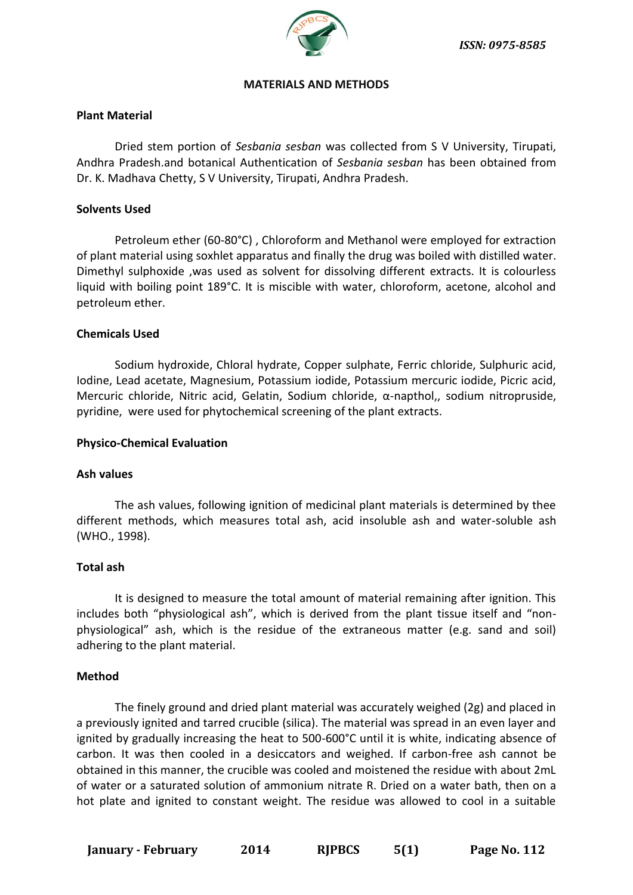## MATERIALS AND METHODS

### Plant Material

Dried stem portion of *Sesbania sesban* was collected from S V University, Tirupati, Andhra Pradesh.and botanical Authentication of *Sesbania sesban* has been obtained from Dr. K. Madhava Chetty, S V University, Tirupati, Andhra Pradesh.

### Solvents Used

Petroleum ether (60-80°C) , Chloroform and Methanol were employed for extraction of plant material using soxhlet apparatus and finally the drug was boiled with distilled water. Dimethyl sulphoxide ,was used as solvent for dissolving different extracts. It is colourless liquid with boiling point 189°C. It is miscible with water, chloroform, acetone, alcohol and petroleum ether.

### Chemicals Used

Sodium hydroxide, Chloral hydrate, Copper sulphate, Ferric chloride, Sulphuric acid, Iodine, Lead acetate, Magnesium, Potassium iodide, Potassium mercuric iodide, Picric acid, Mercuric chloride, Nitric acid, Gelatin, Sodium chloride, α-napthol,, sodium nitropruside, pyridine, were used for phytochemical screening of the plant extracts.

### Physico-Chemical Evaluation

### Ash values

The ash values, following ignition of medicinal plant materials is determined by thee different methods, which measures total ash, acid insoluble ash and water-soluble ash (WHO., 1998).

### Total ash

It is designed to measure the total amount of material remaining after ignition. This includes both "physiological ash", which is derived from the plant tissue itself and "non-physiological" ash, which is the residue of the extraneous matter (e.g. sand and soil) adhering to the plant material.

### Method

The finely ground and dried plant material was accurately weighed (2g) and placed in a previously ignited and tarred crucible (silica). The material was spread in an even layer and ignited by gradually increasing the heat to 500-600°C until it is white, indicating absence of carbon. It was then cooled in a desiccators and weighed. If carbon-free ash cannot be obtained in this manner, the crucible was cooled and moistened the residue with about 2mL of water or a saturated solution of ammonium nitrate R. Dried on a water bath, then on a hot plate and ignited to constant weight. The residue was allowed to cool in a suitable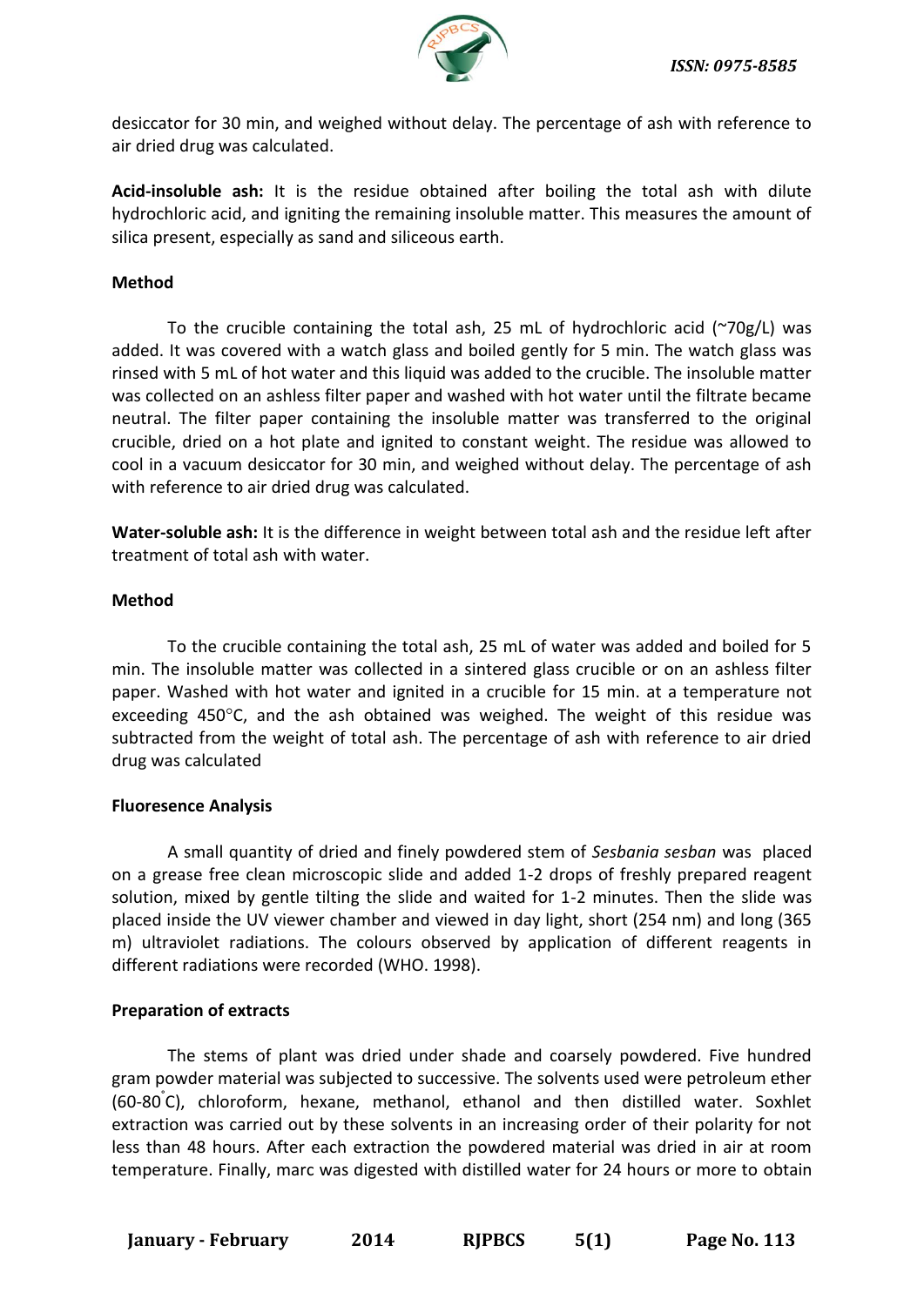desiccator for 30 min, and weighed without delay. The percentage of ash with reference to air dried drug was calculated.

**Acid-insoluble ash:** It is the residue obtained after boiling the total ash with dilute hydrochloric acid, and igniting the remaining insoluble matter. This measures the amount of silica present, especially as sand and siliceous earth.

**Method**

To the crucible containing the total ash, 25 mL of hydrochloric acid (~70g/L) was added. It was covered with a watch glass and boiled gently for 5 min. The watch glass was rinsed with 5 mL of hot water and this liquid was added to the crucible. The insoluble matter was collected on an ashless filter paper and washed with hot water until the filtrate became neutral. The filter paper containing the insoluble matter was transferred to the original crucible, dried on a hot plate and ignited to constant weight. The residue was allowed to cool in a vacuum desiccator for 30 min, and weighed without delay. The percentage of ash with reference to air dried drug was calculated.

**Water-soluble ash:** It is the difference in weight between total ash and the residue left after treatment of total ash with water.

**Method**

To the crucible containing the total ash, 25 mL of water was added and boiled for 5 min. The insoluble matter was collected in a sintered glass crucible or on an ashless filter paper. Washed with hot water and ignited in a crucible for 15 min. at a temperature not exceeding 450°C, and the ash obtained was weighed. The weight of this residue was subtracted from the weight of total ash. The percentage of ash with reference to air dried drug was calculated

**Fluoresence Analysis**

A small quantity of dried and finely powdered stem of *Sesbania sesban* was placed on a grease free clean microscopic slide and added 1-2 drops of freshly prepared reagent solution, mixed by gentle tilting the slide and waited for 1-2 minutes. Then the slide was placed inside the UV viewer chamber and viewed in day light, short (254 nm) and long (365 m) ultraviolet radiations. The colours observed by application of different reagents in different radiations were recorded (WHO. 1998).

**Preparation of extracts**

The stems of plant was dried under shade and coarsely powdered. Five hundred gram powder material was subjected to successive. The solvents used were petroleum ether (60-80°C), chloroform, hexane, methanol, ethanol and then distilled water. Soxhlet extraction was carried out by these solvents in an increasing order of their polarity for not less than 48 hours. After each extraction the powdered material was dried in air at room temperature. Finally, marc was digested with distilled water for 24 hours or more to obtain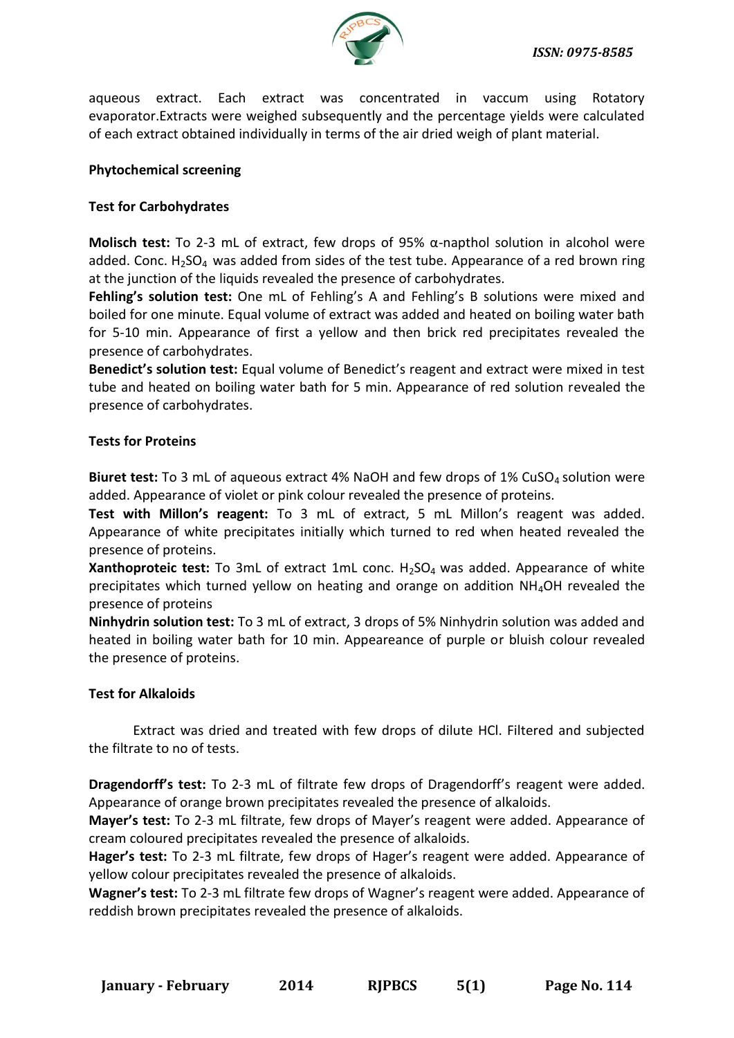aqueous extract. Each extract was concentrated in vaccum using Rotatory evaporator.Extracts were weighed subsequently and the percentage yields were calculated of each extract obtained individually in terms of the air dried weigh of plant material.

### Phytochemical screening

#### Test for Carbohydrates

**Molisch test:** To 2-3 mL of extract, few drops of 95% α-napthol solution in alcohol were added. Conc. $H_2SO_4$ was added from sides of the test tube. Appearance of a red brown ring at the junction of the liquids revealed the presence of carbohydrates.

**Fehling's solution test:** One mL of Fehling's A and Fehling's B solutions were mixed and boiled for one minute. Equal volume of extract was added and heated on boiling water bath for 5-10 min. Appearance of first a yellow and then brick red precipitates revealed the presence of carbohydrates.

**Benedict's solution test:** Equal volume of Benedict's reagent and extract were mixed in test tube and heated on boiling water bath for 5 min. Appearance of red solution revealed the presence of carbohydrates.

#### Tests for Proteins

**Biuret test:** To 3 mL of aqueous extract 4% NaOH and few drops of 1% $CuSO_4$ solution were added. Appearance of violet or pink colour revealed the presence of proteins.

**Test with Millon's reagent:** To 3 mL of extract, 5 mL Millon's reagent was added. Appearance of white precipitates initially which turned to red when heated revealed the presence of proteins.

**Xanthoproteic test:** To 3mL of extract 1mL conc. $H_2SO_4$ was added. Appearance of white precipitates which turned yellow on heating and orange on addition $NH_4OH$ revealed the presence of proteins

**Ninhydrin solution test:** To 3 mL of extract, 3 drops of 5% Ninhydrin solution was added and heated in boiling water bath for 10 min. Appeareance of purple or bluish colour revealed the presence of proteins.

#### Test for Alkaloids

Extract was dried and treated with few drops of dilute HCl. Filtered and subjected the filtrate to no of tests.

**Dragendorff's test:** To 2-3 mL of filtrate few drops of Dragendorff's reagent were added. Appearance of orange brown precipitates revealed the presence of alkaloids.

**Mayer's test:** To 2-3 mL filtrate, few drops of Mayer's reagent were added. Appearance of cream coloured precipitates revealed the presence of alkaloids.

**Hager's test:** To 2-3 mL filtrate, few drops of Hager's reagent were added. Appearance of yellow colour precipitates revealed the presence of alkaloids.

**Wagner's test:** To 2-3 mL filtrate few drops of Wagner's reagent were added. Appearance of reddish brown precipitates revealed the presence of alkaloids.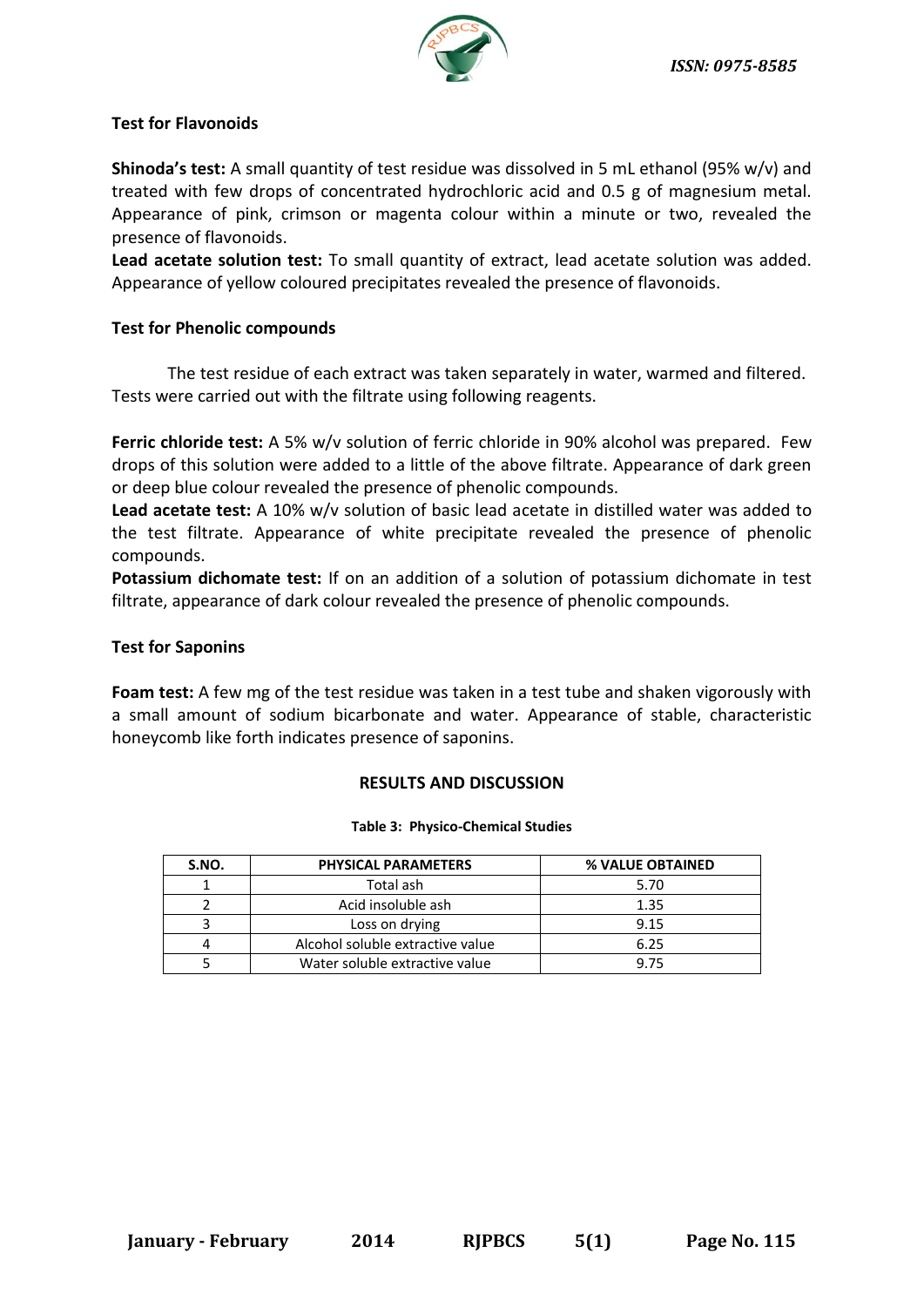**Test for Flavonoids**

**Shinoda's test:** A small quantity of test residue was dissolved in 5 mL ethanol (95% w/v) and treated with few drops of concentrated hydrochloric acid and 0.5 g of magnesium metal. Appearance of pink, crimson or magenta colour within a minute or two, revealed the presence of flavonoids.

**Lead acetate solution test:** To small quantity of extract, lead acetate solution was added. Appearance of yellow coloured precipitates revealed the presence of flavonoids.

**Test for Phenolic compounds**

The test residue of each extract was taken separately in water, warmed and filtered. Tests were carried out with the filtrate using following reagents.

**Ferric chloride test:** A 5% w/v solution of ferric chloride in 90% alcohol was prepared. Few drops of this solution were added to a little of the above filtrate. Appearance of dark green or deep blue colour revealed the presence of phenolic compounds.

**Lead acetate test:** A 10% w/v solution of basic lead acetate in distilled water was added to the test filtrate. Appearance of white precipitate revealed the presence of phenolic compounds.

**Potassium dichomate test:** If on an addition of a solution of potassium dichomate in test filtrate, appearance of dark colour revealed the presence of phenolic compounds.

**Test for Saponins**

**Foam test:** A few mg of the test residue was taken in a test tube and shaken vigorously with a small amount of sodium bicarbonate and water. Appearance of stable, characteristic honeycomb like forth indicates presence of saponins.

## RESULTS AND DISCUSSION

**Table 3: Physico-Chemical Studies**

| S.NO. | PHYSICAL PARAMETERS | % VALUE OBTAINED |
|---|---|---|
| 1 | Total ash | 5.70 |
| 2 | Acid insoluble ash | 1.35 |
| 3 | Loss on drying | 9.15 |
| 4 | Alcohol soluble extractive value | 6.25 |
| 5 | Water soluble extractive value | 9.75 |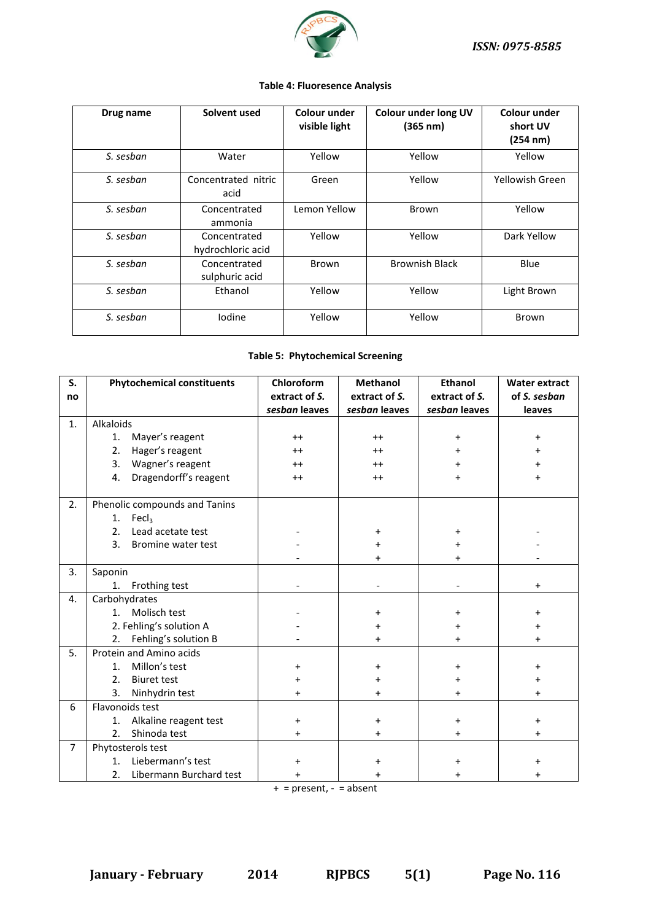**Table 4: Fluoresence Analysis**

| Drug name | Solvent used | Colour under visible light | Colour under long UV (365 nm) | Colour under short UV (254 nm) |
|---|---|---|---|---|
| *S. sesban* | Water | Yellow | Yellow | Yellow |
| *S. sesban* | Concentrated nitric acid | Green | Yellow | Yellowish Green |
| *S. sesban* | Concentrated ammonia | Lemon Yellow | Brown | Yellow |
| *S. sesban* | Concentrated hydrochloric acid | Yellow | Yellow | Dark Yellow |
| *S. sesban* | Concentrated sulphuric acid | Brown | Brownish Black | Blue |
| *S. sesban* | Ethanol | Yellow | Yellow | Light Brown |
| *S. sesban* | Iodine | Yellow | Yellow | Brown |

**Table 5: Phytochemical Screening**

| S. no | Phytochemical constituents | Chloroform extract of *S. sesban* leaves | Methanol extract of *S. sesban* leaves | Ethanol extract of *S. sesban* leaves | Water extract of *S. sesban* leaves |
|---|---|---|---|---|---|
| 1. | Alkaloids | | | | |
| | 1. Mayer's reagent | ++ | ++ | + | + |
| | 2. Hager's reagent | ++ | ++ | + | + |
| | 3. Wagner's reagent | ++ | ++ | + | + |
| | 4. Dragendorff's reagent | ++ | ++ | + | + |
| 2. | Phenolic compounds and Tanins | | | | |
| | 1. $FeCl_3$ | - | + | + | - |
| | 2. Lead acetate test | - | + | + | - |
| | 3. Bromine water test | - | + | + | - |
| 3. | Saponin | | | | |
| | 1. Frothing test | - | - | - | + |
| 4. | Carbohydrates | | | | |
| | 1. Molisch test | - | + | + | + |
| | 2. Fehling's solution A | - | + | + | + |
| | 2. Fehling's solution B | - | + | + | + |
| 5. | Protein and Amino acids | | | | |
| | 1. Millon's test | + | + | + | + |
| | 2. Biuret test | + | + | + | + |
| | 3. Ninhydrin test | + | + | + | + |
| 6 | Flavonoids test | | | | |
| | 1. Alkaline reagent test | + | + | + | + |
| | 2. Shinoda test | + | + | + | + |
| 7 | Phytosterols test | | | | |
| | 1. Liebermann's test | + | + | + | + |
| | 2. Libermann Burchard test | + | + | + | + |

\+ = present, - = absent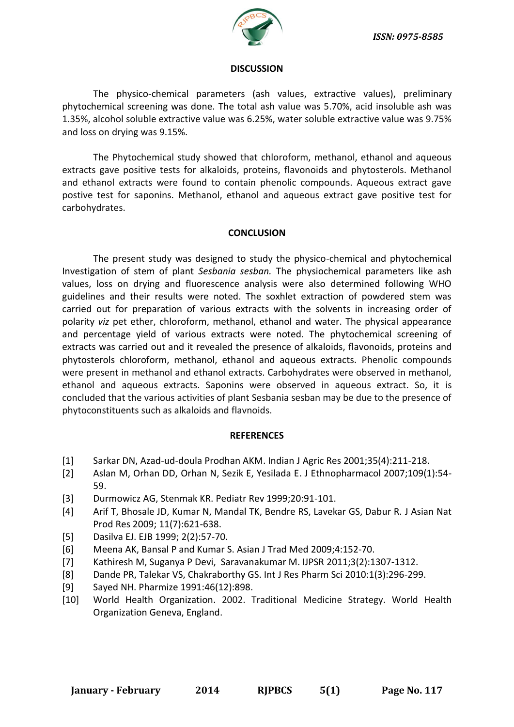## DISCUSSION

The physico-chemical parameters (ash values, extractive values), preliminary phytochemical screening was done. The total ash value was 5.70%, acid insoluble ash was 1.35%, alcohol soluble extractive value was 6.25%, water soluble extractive value was 9.75% and loss on drying was 9.15%.

The Phytochemical study showed that chloroform, methanol, ethanol and aqueous extracts gave positive tests for alkaloids, proteins, flavonoids and phytosterols. Methanol and ethanol extracts were found to contain phenolic compounds. Aqueous extract gave postive test for saponins. Methanol, ethanol and aqueous extract gave positive test for carbohydrates.

## CONCLUSION

The present study was designed to study the physico-chemical and phytochemical Investigation of stem of plant *Sesbania sesban.* The physiochemical parameters like ash values, loss on drying and fluorescence analysis were also determined following WHO guidelines and their results were noted. The soxhlet extraction of powdered stem was carried out for preparation of various extracts with the solvents in increasing order of polarity *viz* pet ether, chloroform, methanol, ethanol and water. The physical appearance and percentage yield of various extracts were noted. The phytochemical screening of extracts was carried out and it revealed the presence of alkaloids, flavonoids, proteins and phytosterols chloroform, methanol, ethanol and aqueous extracts. Phenolic compounds were present in methanol and ethanol extracts. Carbohydrates were observed in methanol, ethanol and aqueous extracts. Saponins were observed in aqueous extract. So, it is concluded that the various activities of plant Sesbania sesban may be due to the presence of phytoconstituents such as alkaloids and flavnoids.

## REFERENCES

[1] Sarkar DN, Azad-ud-doula Prodhan AKM. Indian J Agric Res 2001;35(4):211-218.

[2] Aslan M, Orhan DD, Orhan N, Sezik E, Yesilada E. J Ethnopharmacol 2007;109(1):54-59.

[3] Durmowicz AG, Stenmak KR. Pediatr Rev 1999;20:91-101.

[4] Arif T, Bhosale JD, Kumar N, Mandal TK, Bendre RS, Lavekar GS, Dabur R. J Asian Nat Prod Res 2009; 11(7):621-638.

[5] Dasilva EJ. EJB 1999; 2(2):57-70.

[6] Meena AK, Bansal P and Kumar S. Asian J Trad Med 2009;4:152-70.

[7] Kathiresh M, Suganya P Devi, Saravanakumar M. IJPSR 2011;3(2):1307-1312.

[8] Dande PR, Talekar VS, Chakraborthy GS. Int J Res Pharm Sci 2010:1(3):296-299.

[9] Sayed NH. Pharmize 1991:46(12):898.

[10] World Health Organization. 2002. Traditional Medicine Strategy. World Health Organization Geneva, England.